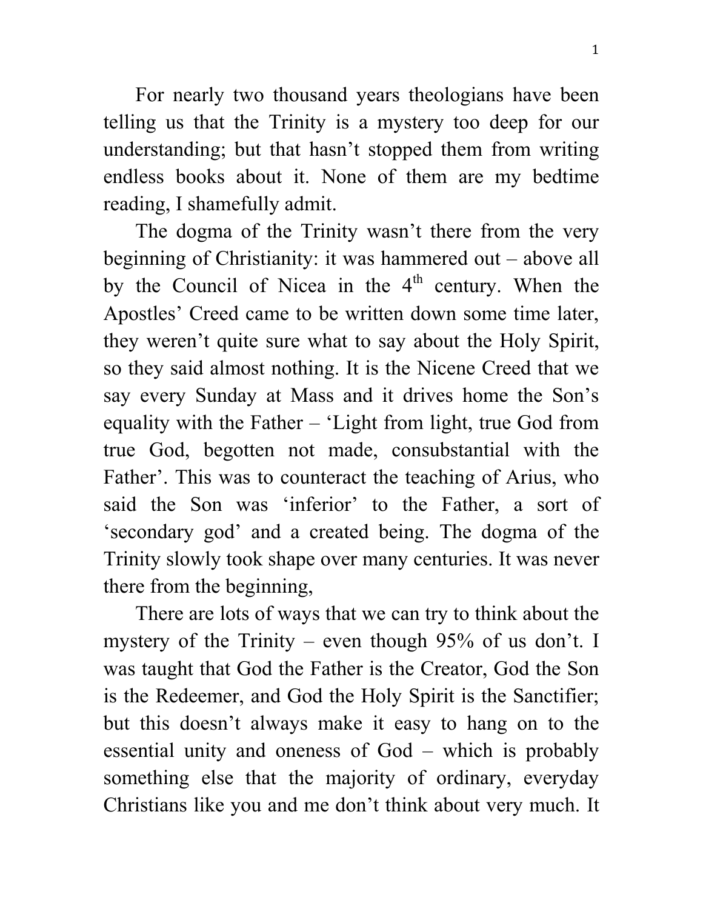For nearly two thousand years theologians have been telling us that the Trinity is a mystery too deep for our understanding; but that hasn't stopped them from writing endless books about it. None of them are my bedtime reading, I shamefully admit.

The dogma of the Trinity wasn't there from the very beginning of Christianity: it was hammered out – above all by the Council of Nicea in the 4th century. When the Apostles' Creed came to be written down some time later, they weren't quite sure what to say about the Holy Spirit, so they said almost nothing. It is the Nicene Creed that we say every Sunday at Mass and it drives home the Son's equality with the Father – 'Light from light, true God from true God, begotten not made, consubstantial with the Father'. This was to counteract the teaching of Arius, who said the Son was 'inferior' to the Father, a sort of 'secondary god' and a created being. The dogma of the Trinity slowly took shape over many centuries. It was never there from the beginning,

There are lots of ways that we can try to think about the mystery of the Trinity – even though 95% of us don't. I was taught that God the Father is the Creator, God the Son is the Redeemer, and God the Holy Spirit is the Sanctifier; but this doesn't always make it easy to hang on to the essential unity and oneness of God – which is probably something else that the majority of ordinary, everyday Christians like you and me don't think about very much. It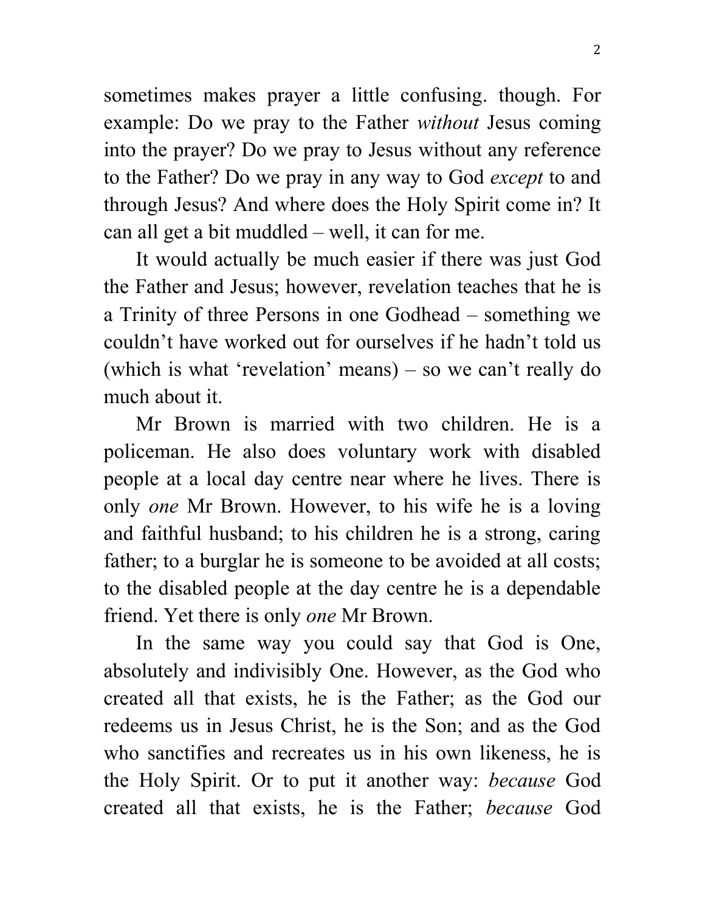sometimes makes prayer a little confusing. though. For example: Do we pray to the Father *without* Jesus coming into the prayer? Do we pray to Jesus without any reference to the Father? Do we pray in any way to God *except* to and through Jesus? And where does the Holy Spirit come in? It can all get a bit muddled – well, it can for me.

It would actually be much easier if there was just God the Father and Jesus; however, revelation teaches that he is a Trinity of three Persons in one Godhead – something we couldn't have worked out for ourselves if he hadn't told us (which is what 'revelation' means) – so we can't really do much about it.

Mr Brown is married with two children. He is a policeman. He also does voluntary work with disabled people at a local day centre near where he lives. There is only *one* Mr Brown. However, to his wife he is a loving and faithful husband; to his children he is a strong, caring father; to a burglar he is someone to be avoided at all costs; to the disabled people at the day centre he is a dependable friend. Yet there is only *one* Mr Brown.

In the same way you could say that God is One, absolutely and indivisibly One. However, as the God who created all that exists, he is the Father; as the God our redeems us in Jesus Christ, he is the Son; and as the God who sanctifies and recreates us in his own likeness, he is the Holy Spirit. Or to put it another way: *because* God created all that exists, he is the Father; *because* God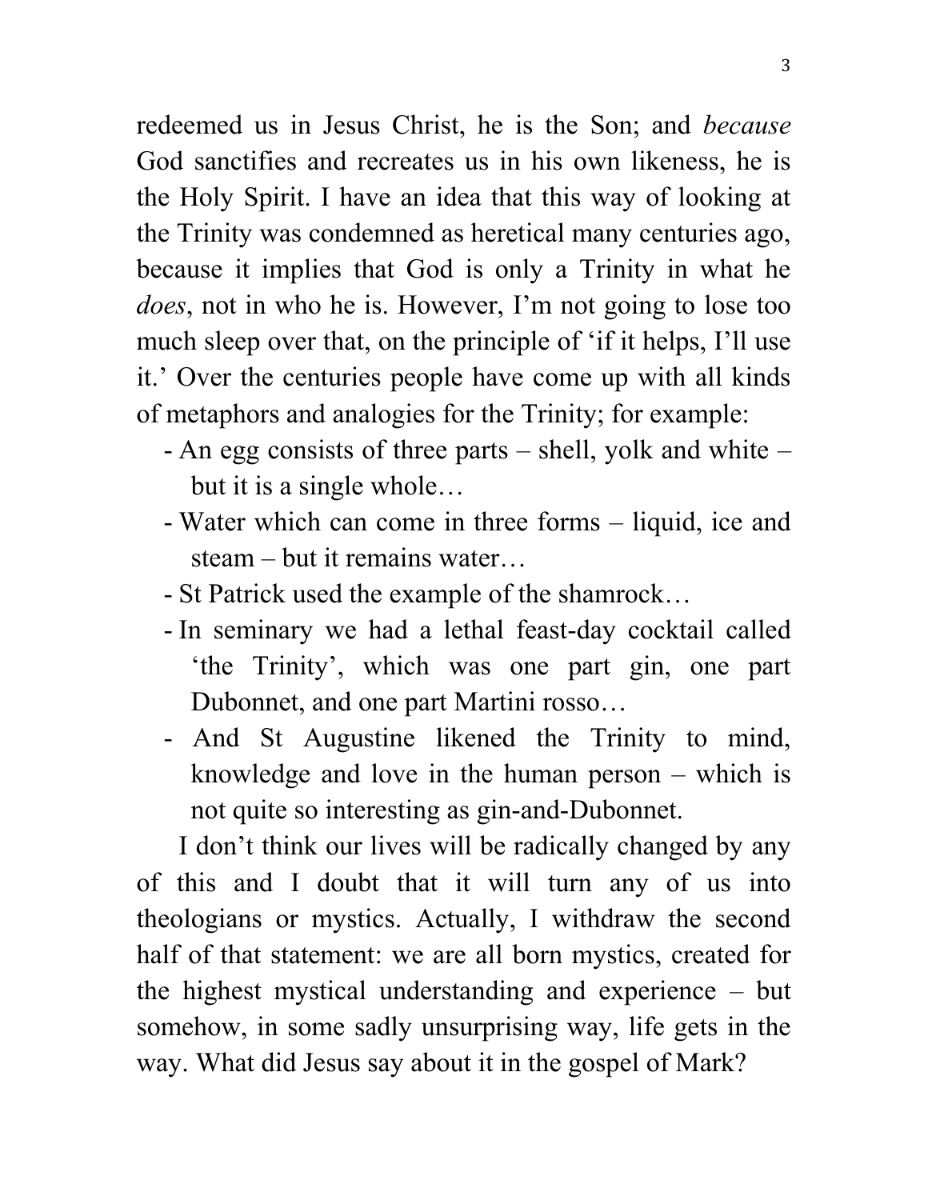redeemed us in Jesus Christ, he is the Son; and *because* God sanctifies and recreates us in his own likeness, he is the Holy Spirit. I have an idea that this way of looking at the Trinity was condemned as heretical many centuries ago, because it implies that God is only a Trinity in what he *does*, not in who he is. However, I'm not going to lose too much sleep over that, on the principle of 'if it helps, I'll use it.' Over the centuries people have come up with all kinds of metaphors and analogies for the Trinity; for example:

- An egg consists of three parts – shell, yolk and white – but it is a single whole…
- Water which can come in three forms – liquid, ice and steam – but it remains water…
- St Patrick used the example of the shamrock…
- In seminary we had a lethal feast-day cocktail called 'the Trinity', which was one part gin, one part Dubonnet, and one part Martini rosso…
- And St Augustine likened the Trinity to mind, knowledge and love in the human person – which is not quite so interesting as gin-and-Dubonnet.

I don't think our lives will be radically changed by any of this and I doubt that it will turn any of us into theologians or mystics. Actually, I withdraw the second half of that statement: we are all born mystics, created for the highest mystical understanding and experience – but somehow, in some sadly unsurprising way, life gets in the way. What did Jesus say about it in the gospel of Mark?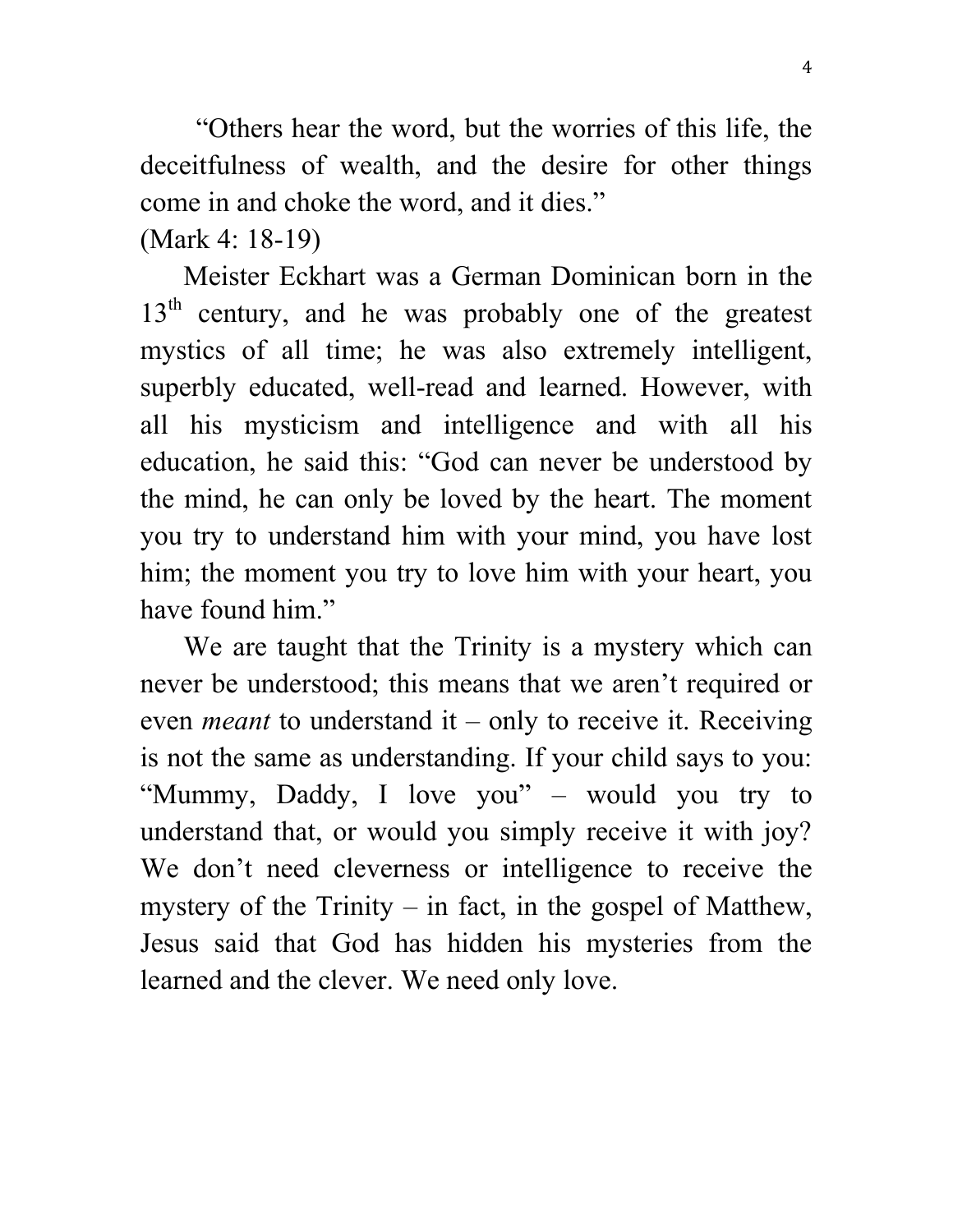"Others hear the word, but the worries of this life, the deceitfulness of wealth, and the desire for other things come in and choke the word, and it dies."
(Mark 4: 18-19)

Meister Eckhart was a German Dominican born in the 13th century, and he was probably one of the greatest mystics of all time; he was also extremely intelligent, superbly educated, well-read and learned. However, with all his mysticism and intelligence and with all his education, he said this: "God can never be understood by the mind, he can only be loved by the heart. The moment you try to understand him with your mind, you have lost him; the moment you try to love him with your heart, you have found him."

We are taught that the Trinity is a mystery which can never be understood; this means that we aren't required or even *meant* to understand it – only to receive it. Receiving is not the same as understanding. If your child says to you: "Mummy, Daddy, I love you" – would you try to understand that, or would you simply receive it with joy? We don't need cleverness or intelligence to receive the mystery of the Trinity – in fact, in the gospel of Matthew, Jesus said that God has hidden his mysteries from the learned and the clever. We need only love.